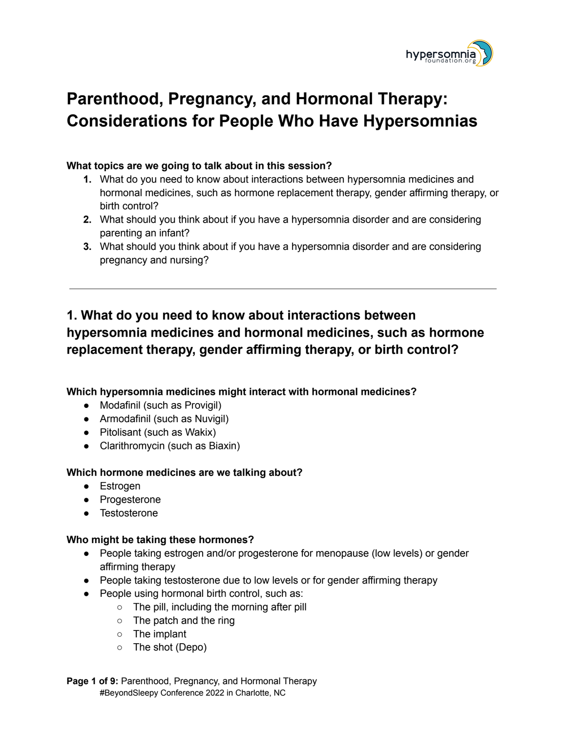# Parenthood, Pregnancy, and Hormonal Therapy: Considerations for People Who Have Hypersomnias

**What topics are we going to talk about in this session?**

1. What do you need to know about interactions between hypersomnia medicines and hormonal medicines, such as hormone replacement therapy, gender affirming therapy, or birth control?
2. What should you think about if you have a hypersomnia disorder and are considering parenting an infant?
3. What should you think about if you have a hypersomnia disorder and are considering pregnancy and nursing?

---

## 1. What do you need to know about interactions between hypersomnia medicines and hormonal medicines, such as hormone replacement therapy, gender affirming therapy, or birth control?

**Which hypersomnia medicines might interact with hormonal medicines?**

- Modafinil (such as Provigil)
- Armodafinil (such as Nuvigil)
- Pitolisant (such as Wakix)
- Clarithromycin (such as Biaxin)

**Which hormone medicines are we talking about?**

- Estrogen
- Progesterone
- Testosterone

**Who might be taking these hormones?**

- People taking estrogen and/or progesterone for menopause (low levels) or gender affirming therapy
- People taking testosterone due to low levels or for gender affirming therapy
- People using hormonal birth control, such as:
  - The pill, including the morning after pill
  - The patch and the ring
  - The implant
  - The shot (Depo)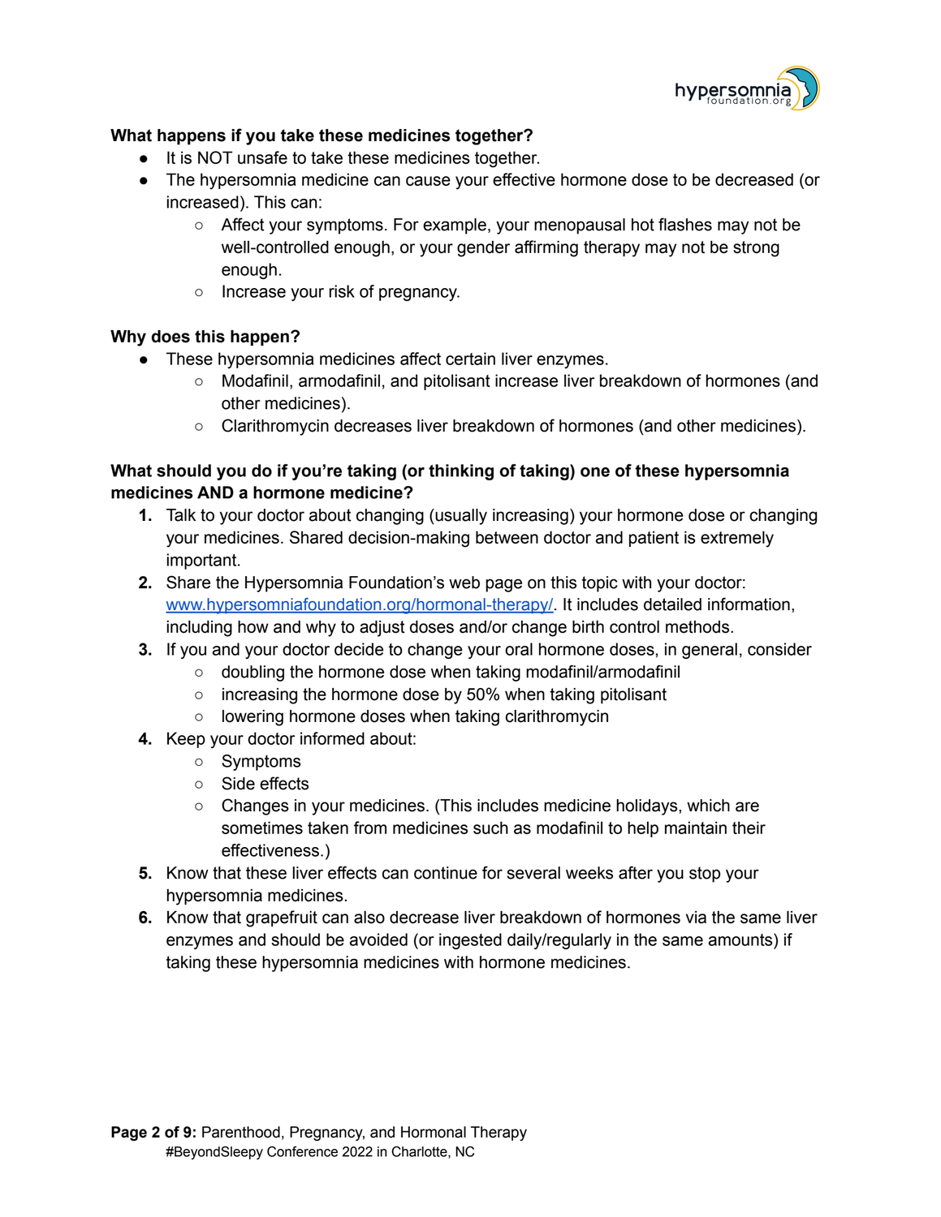**What happens if you take these medicines together?**

- It is NOT unsafe to take these medicines together.
- The hypersomnia medicine can cause your effective hormone dose to be decreased (or increased). This can:
  - Affect your symptoms. For example, your menopausal hot flashes may not be well-controlled enough, or your gender affirming therapy may not be strong enough.
  - Increase your risk of pregnancy.

**Why does this happen?**

- These hypersomnia medicines affect certain liver enzymes.
  - Modafinil, armodafinil, and pitolisant increase liver breakdown of hormones (and other medicines).
  - Clarithromycin decreases liver breakdown of hormones (and other medicines).

**What should you do if you're taking (or thinking of taking) one of these hypersomnia medicines AND a hormone medicine?**

1. Talk to your doctor about changing (usually increasing) your hormone dose or changing your medicines. Shared decision-making between doctor and patient is extremely important.
2. Share the Hypersomnia Foundation's web page on this topic with your doctor: [www.hypersomniafoundation.org/hormonal-therapy/](http://www.hypersomniafoundation.org/hormonal-therapy/). It includes detailed information, including how and why to adjust doses and/or change birth control methods.
3. If you and your doctor decide to change your oral hormone doses, in general, consider
   - doubling the hormone dose when taking modafinil/armodafinil
   - increasing the hormone dose by 50% when taking pitolisant
   - lowering hormone doses when taking clarithromycin
4. Keep your doctor informed about:
   - Symptoms
   - Side effects
   - Changes in your medicines. (This includes medicine holidays, which are sometimes taken from medicines such as modafinil to help maintain their effectiveness.)
5. Know that these liver effects can continue for several weeks after you stop your hypersomnia medicines.
6. Know that grapefruit can also decrease liver breakdown of hormones via the same liver enzymes and should be avoided (or ingested daily/regularly in the same amounts) if taking these hypersomnia medicines with hormone medicines.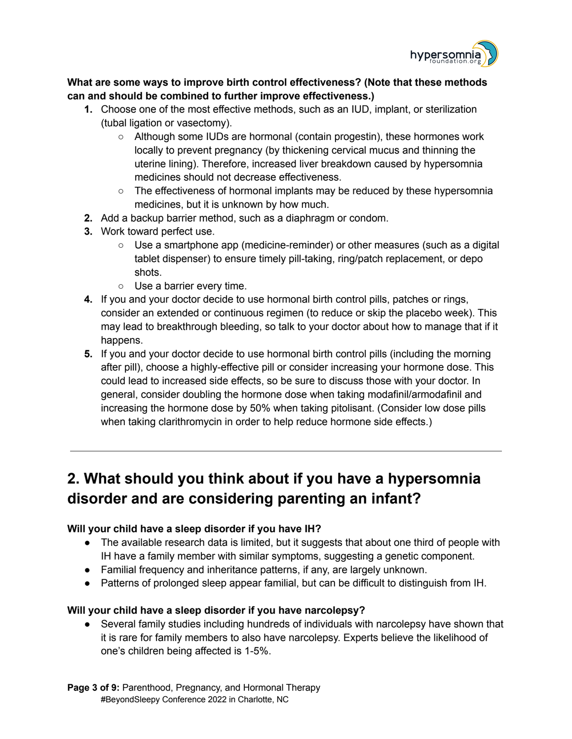**What are some ways to improve birth control effectiveness? (Note that these methods can and should be combined to further improve effectiveness.)**

1. Choose one of the most effective methods, such as an IUD, implant, or sterilization (tubal ligation or vasectomy).
   - Although some IUDs are hormonal (contain progestin), these hormones work locally to prevent pregnancy (by thickening cervical mucus and thinning the uterine lining). Therefore, increased liver breakdown caused by hypersomnia medicines should not decrease effectiveness.
   - The effectiveness of hormonal implants may be reduced by these hypersomnia medicines, but it is unknown by how much.
2. Add a backup barrier method, such as a diaphragm or condom.
3. Work toward perfect use.
   - Use a smartphone app (medicine-reminder) or other measures (such as a digital tablet dispenser) to ensure timely pill-taking, ring/patch replacement, or depo shots.
   - Use a barrier every time.
4. If you and your doctor decide to use hormonal birth control pills, patches or rings, consider an extended or continuous regimen (to reduce or skip the placebo week). This may lead to breakthrough bleeding, so talk to your doctor about how to manage that if it happens.
5. If you and your doctor decide to use hormonal birth control pills (including the morning after pill), choose a highly-effective pill or consider increasing your hormone dose. This could lead to increased side effects, so be sure to discuss those with your doctor. In general, consider doubling the hormone dose when taking modafinil/armodafinil and increasing the hormone dose by 50% when taking pitolisant. (Consider low dose pills when taking clarithromycin in order to help reduce hormone side effects.)

---

## 2. What should you think about if you have a hypersomnia disorder and are considering parenting an infant?

**Will your child have a sleep disorder if you have IH?**

- The available research data is limited, but it suggests that about one third of people with IH have a family member with similar symptoms, suggesting a genetic component.
- Familial frequency and inheritance patterns, if any, are largely unknown.
- Patterns of prolonged sleep appear familial, but can be difficult to distinguish from IH.

**Will your child have a sleep disorder if you have narcolepsy?**

- Several family studies including hundreds of individuals with narcolepsy have shown that it is rare for family members to also have narcolepsy. Experts believe the likelihood of one's children being affected is 1-5%.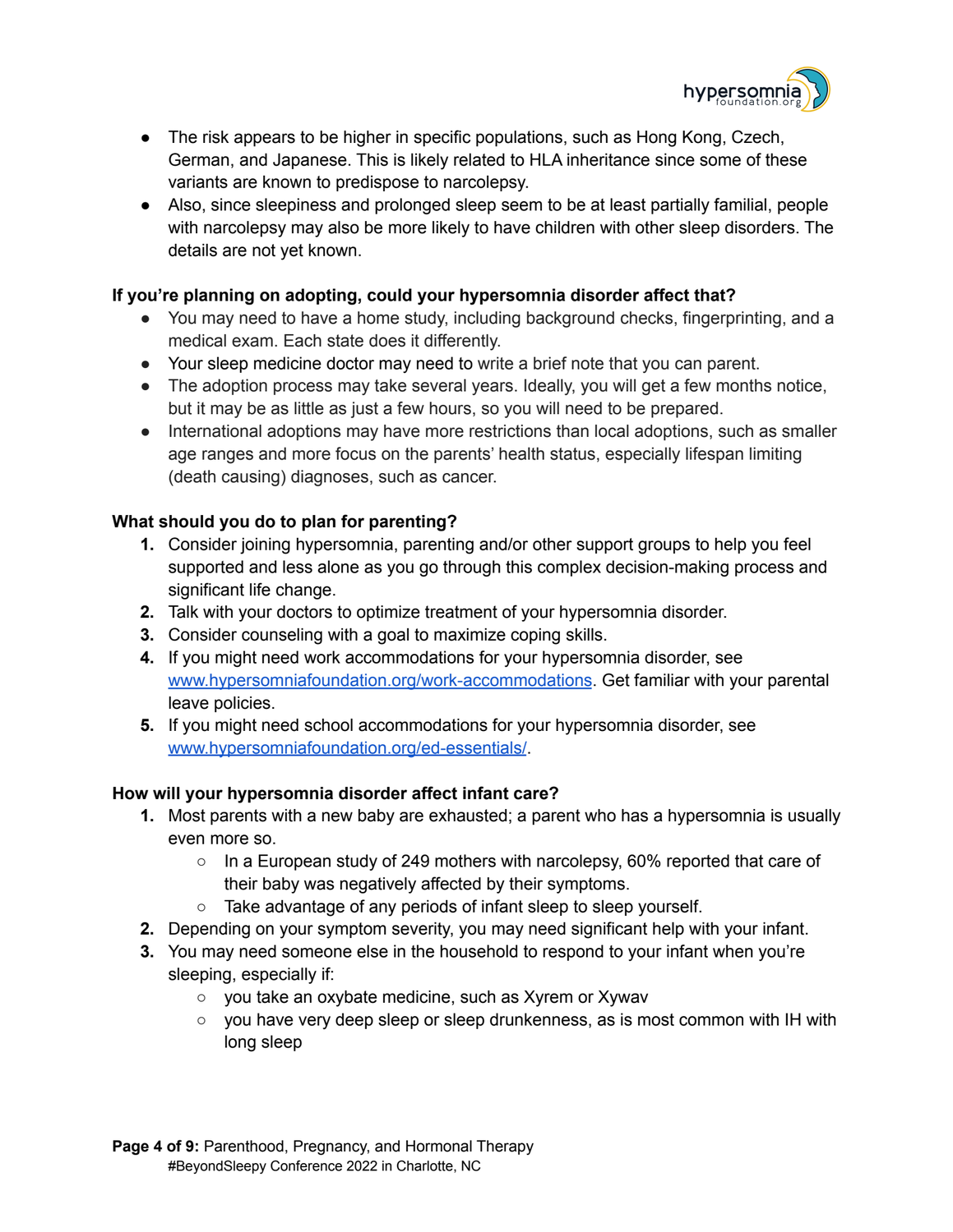- The risk appears to be higher in specific populations, such as Hong Kong, Czech, German, and Japanese. This is likely related to HLA inheritance since some of these variants are known to predispose to narcolepsy.
- Also, since sleepiness and prolonged sleep seem to be at least partially familial, people with narcolepsy may also be more likely to have children with other sleep disorders. The details are not yet known.

**If you're planning on adopting, could your hypersomnia disorder affect that?**

- You may need to have a home study, including background checks, fingerprinting, and a medical exam. Each state does it differently.
- Your sleep medicine doctor may need to write a brief note that you can parent.
- The adoption process may take several years. Ideally, you will get a few months notice, but it may be as little as just a few hours, so you will need to be prepared.
- International adoptions may have more restrictions than local adoptions, such as smaller age ranges and more focus on the parents' health status, especially lifespan limiting (death causing) diagnoses, such as cancer.

**What should you do to plan for parenting?**

1. Consider joining hypersomnia, parenting and/or other support groups to help you feel supported and less alone as you go through this complex decision-making process and significant life change.
2. Talk with your doctors to optimize treatment of your hypersomnia disorder.
3. Consider counseling with a goal to maximize coping skills.
4. If you might need work accommodations for your hypersomnia disorder, see [www.hypersomniafoundation.org/work-accommodations](http://www.hypersomniafoundation.org/work-accommodations). Get familiar with your parental leave policies.
5. If you might need school accommodations for your hypersomnia disorder, see [www.hypersomniafoundation.org/ed-essentials/](http://www.hypersomniafoundation.org/ed-essentials/).

**How will your hypersomnia disorder affect infant care?**

1. Most parents with a new baby are exhausted; a parent who has a hypersomnia is usually even more so.
   - In a European study of 249 mothers with narcolepsy, 60% reported that care of their baby was negatively affected by their symptoms.
   - Take advantage of any periods of infant sleep to sleep yourself.
2. Depending on your symptom severity, you may need significant help with your infant.
3. You may need someone else in the household to respond to your infant when you're sleeping, especially if:
   - you take an oxybate medicine, such as Xyrem or Xywav
   - you have very deep sleep or sleep drunkenness, as is most common with IH with long sleep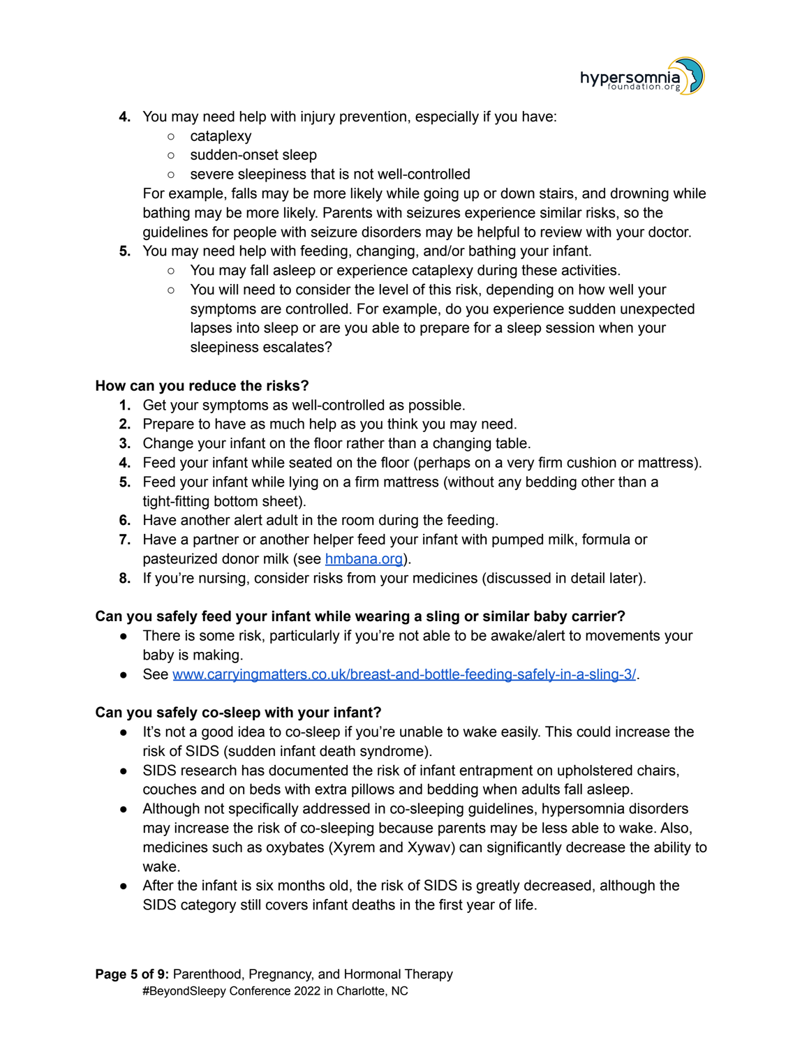4. You may need help with injury prevention, especially if you have:
    - cataplexy
    - sudden-onset sleep
    - severe sleepiness that is not well-controlled

   For example, falls may be more likely while going up or down stairs, and drowning while bathing may be more likely. Parents with seizures experience similar risks, so the guidelines for people with seizure disorders may be helpful to review with your doctor.
5. You may need help with feeding, changing, and/or bathing your infant.
    - You may fall asleep or experience cataplexy during these activities.
    - You will need to consider the level of this risk, depending on how well your symptoms are controlled. For example, do you experience sudden unexpected lapses into sleep or are you able to prepare for a sleep session when your sleepiness escalates?

**How can you reduce the risks?**

1. Get your symptoms as well-controlled as possible.
2. Prepare to have as much help as you think you may need.
3. Change your infant on the floor rather than a changing table.
4. Feed your infant while seated on the floor (perhaps on a very firm cushion or mattress).
5. Feed your infant while lying on a firm mattress (without any bedding other than a tight-fitting bottom sheet).
6. Have another alert adult in the room during the feeding.
7. Have a partner or another helper feed your infant with pumped milk, formula or pasteurized donor milk (see [hmbana.org](hmbana.org)).
8. If you're nursing, consider risks from your medicines (discussed in detail later).

**Can you safely feed your infant while wearing a sling or similar baby carrier?**

- There is some risk, particularly if you're not able to be awake/alert to movements your baby is making.
- See [www.carryingmatters.co.uk/breast-and-bottle-feeding-safely-in-a-sling-3/](www.carryingmatters.co.uk/breast-and-bottle-feeding-safely-in-a-sling-3/).

**Can you safely co-sleep with your infant?**

- It's not a good idea to co-sleep if you're unable to wake easily. This could increase the risk of SIDS (sudden infant death syndrome).
- SIDS research has documented the risk of infant entrapment on upholstered chairs, couches and on beds with extra pillows and bedding when adults fall asleep.
- Although not specifically addressed in co-sleeping guidelines, hypersomnia disorders may increase the risk of co-sleeping because parents may be less able to wake. Also, medicines such as oxybates (Xyrem and Xywav) can significantly decrease the ability to wake.
- After the infant is six months old, the risk of SIDS is greatly decreased, although the SIDS category still covers infant deaths in the first year of life.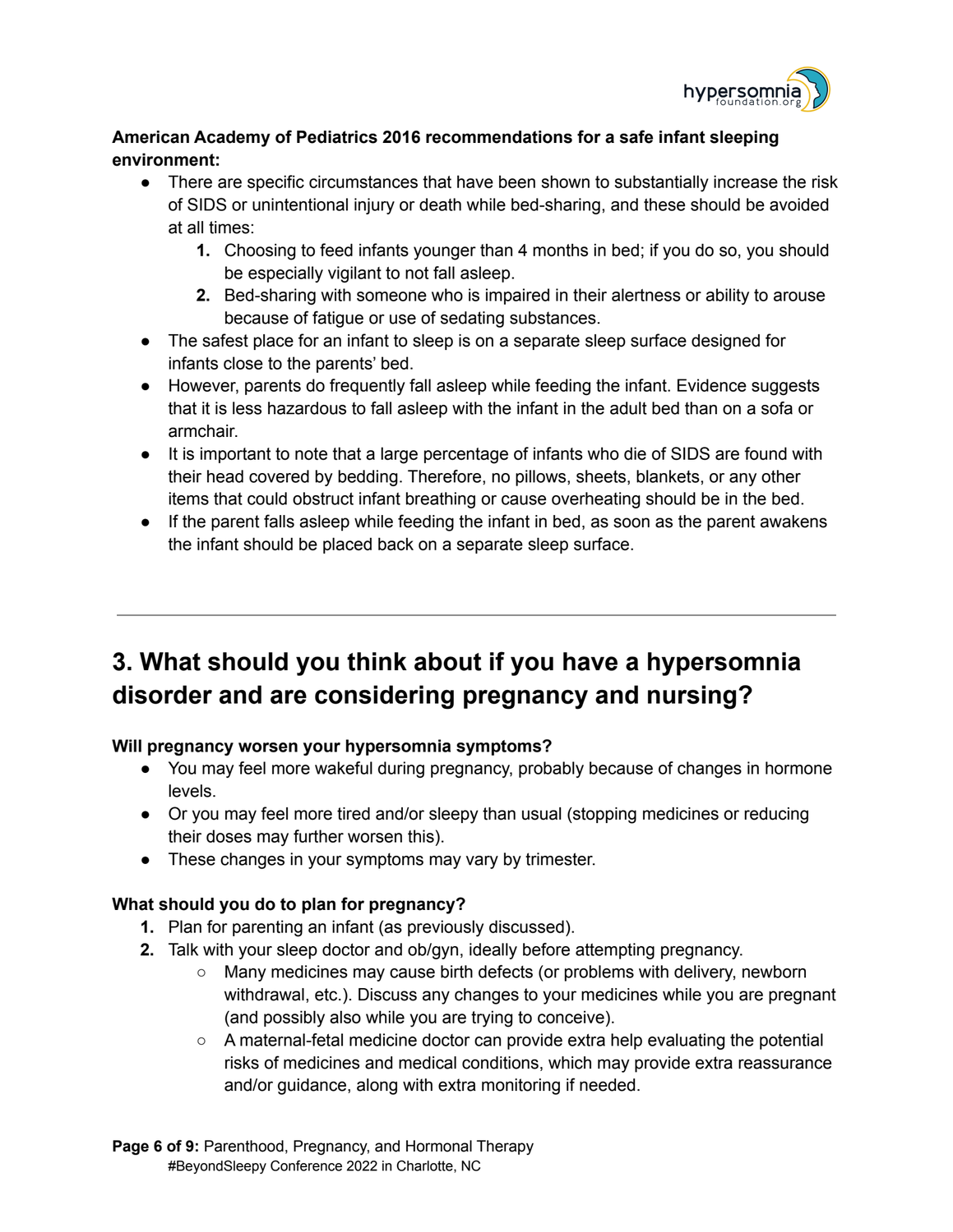**American Academy of Pediatrics 2016 recommendations for a safe infant sleeping environment:**

- There are specific circumstances that have been shown to substantially increase the risk of SIDS or unintentional injury or death while bed-sharing, and these should be avoided at all times:
  1. Choosing to feed infants younger than 4 months in bed; if you do so, you should be especially vigilant to not fall asleep.
  2. Bed-sharing with someone who is impaired in their alertness or ability to arouse because of fatigue or use of sedating substances.
- The safest place for an infant to sleep is on a separate sleep surface designed for infants close to the parents' bed.
- However, parents do frequently fall asleep while feeding the infant. Evidence suggests that it is less hazardous to fall asleep with the infant in the adult bed than on a sofa or armchair.
- It is important to note that a large percentage of infants who die of SIDS are found with their head covered by bedding. Therefore, no pillows, sheets, blankets, or any other items that could obstruct infant breathing or cause overheating should be in the bed.
- If the parent falls asleep while feeding the infant in bed, as soon as the parent awakens the infant should be placed back on a separate sleep surface.

---

## 3. What should you think about if you have a hypersomnia disorder and are considering pregnancy and nursing?

**Will pregnancy worsen your hypersomnia symptoms?**

- You may feel more wakeful during pregnancy, probably because of changes in hormone levels.
- Or you may feel more tired and/or sleepy than usual (stopping medicines or reducing their doses may further worsen this).
- These changes in your symptoms may vary by trimester.

**What should you do to plan for pregnancy?**

1. Plan for parenting an infant (as previously discussed).
2. Talk with your sleep doctor and ob/gyn, ideally before attempting pregnancy.
   - Many medicines may cause birth defects (or problems with delivery, newborn withdrawal, etc.). Discuss any changes to your medicines while you are pregnant (and possibly also while you are trying to conceive).
   - A maternal-fetal medicine doctor can provide extra help evaluating the potential risks of medicines and medical conditions, which may provide extra reassurance and/or guidance, along with extra monitoring if needed.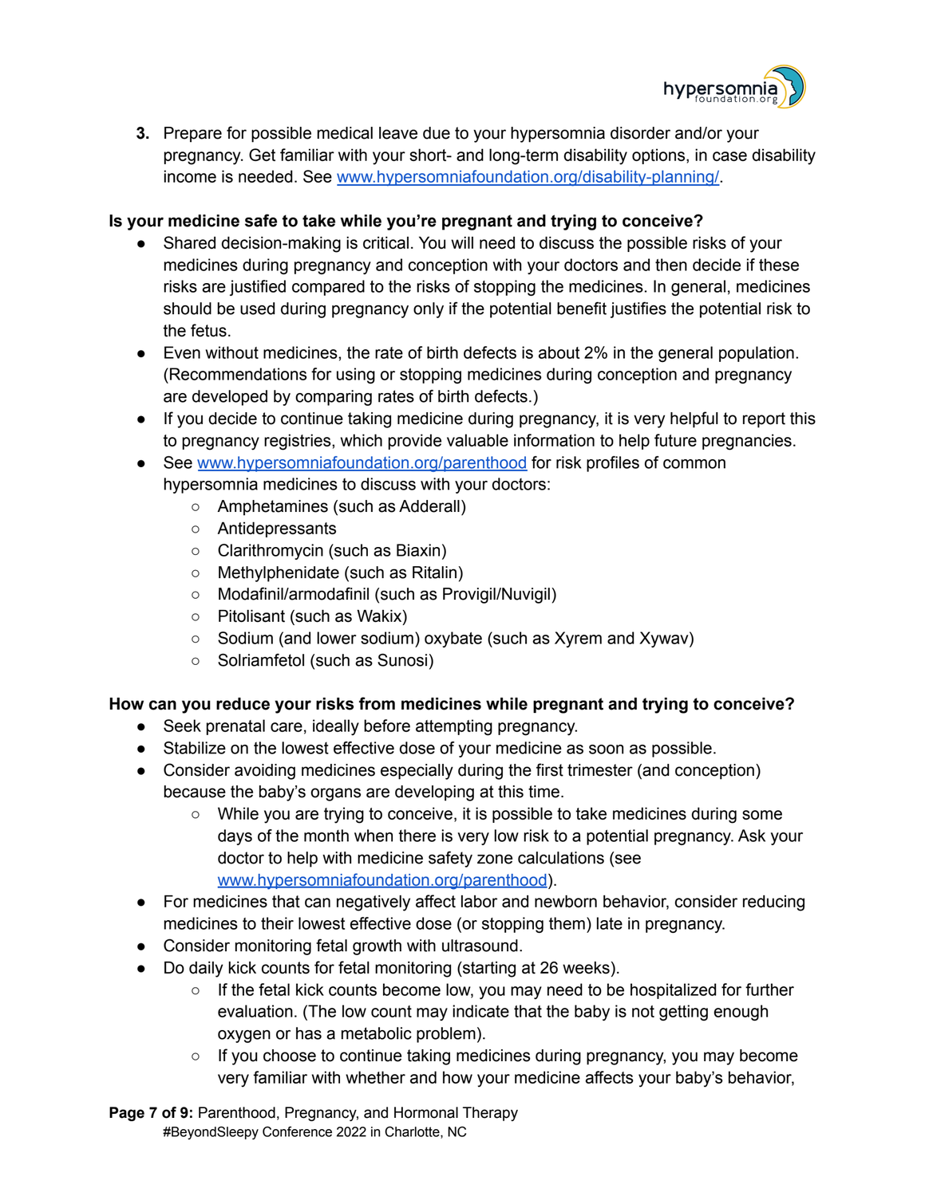3. Prepare for possible medical leave due to your hypersomnia disorder and/or your pregnancy. Get familiar with your short- and long-term disability options, in case disability income is needed. See [www.hypersomniafoundation.org/disability-planning/](www.hypersomniafoundation.org/disability-planning/).

**Is your medicine safe to take while you're pregnant and trying to conceive?**

- Shared decision-making is critical. You will need to discuss the possible risks of your medicines during pregnancy and conception with your doctors and then decide if these risks are justified compared to the risks of stopping the medicines. In general, medicines should be used during pregnancy only if the potential benefit justifies the potential risk to the fetus.
- Even without medicines, the rate of birth defects is about 2% in the general population. (Recommendations for using or stopping medicines during conception and pregnancy are developed by comparing rates of birth defects.)
- If you decide to continue taking medicine during pregnancy, it is very helpful to report this to pregnancy registries, which provide valuable information to help future pregnancies.
- See [www.hypersomniafoundation.org/parenthood](www.hypersomniafoundation.org/parenthood) for risk profiles of common hypersomnia medicines to discuss with your doctors:
    - Amphetamines (such as Adderall)
    - Antidepressants
    - Clarithromycin (such as Biaxin)
    - Methylphenidate (such as Ritalin)
    - Modafinil/armodafinil (such as Provigil/Nuvigil)
    - Pitolisant (such as Wakix)
    - Sodium (and lower sodium) oxybate (such as Xyrem and Xywav)
    - Solriamfetol (such as Sunosi)

**How can you reduce your risks from medicines while pregnant and trying to conceive?**

- Seek prenatal care, ideally before attempting pregnancy.
- Stabilize on the lowest effective dose of your medicine as soon as possible.
- Consider avoiding medicines especially during the first trimester (and conception) because the baby's organs are developing at this time.
    - While you are trying to conceive, it is possible to take medicines during some days of the month when there is very low risk to a potential pregnancy. Ask your doctor to help with medicine safety zone calculations (see [www.hypersomniafoundation.org/parenthood](www.hypersomniafoundation.org/parenthood)).
- For medicines that can negatively affect labor and newborn behavior, consider reducing medicines to their lowest effective dose (or stopping them) late in pregnancy.
- Consider monitoring fetal growth with ultrasound.
- Do daily kick counts for fetal monitoring (starting at 26 weeks).
    - If the fetal kick counts become low, you may need to be hospitalized for further evaluation. (The low count may indicate that the baby is not getting enough oxygen or has a metabolic problem).
    - If you choose to continue taking medicines during pregnancy, you may become very familiar with whether and how your medicine affects your baby's behavior,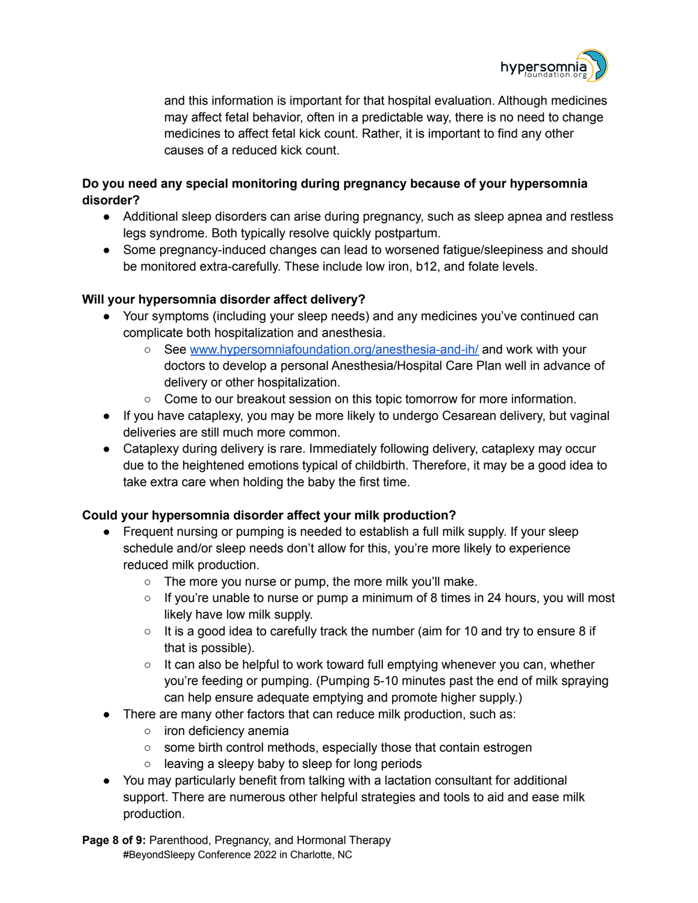and this information is important for that hospital evaluation. Although medicines may affect fetal behavior, often in a predictable way, there is no need to change medicines to affect fetal kick count. Rather, it is important to find any other causes of a reduced kick count.

**Do you need any special monitoring during pregnancy because of your hypersomnia disorder?**

- Additional sleep disorders can arise during pregnancy, such as sleep apnea and restless legs syndrome. Both typically resolve quickly postpartum.
- Some pregnancy-induced changes can lead to worsened fatigue/sleepiness and should be monitored extra-carefully. These include low iron, b12, and folate levels.

**Will your hypersomnia disorder affect delivery?**

- Your symptoms (including your sleep needs) and any medicines you've continued can complicate both hospitalization and anesthesia.
  - See [www.hypersomniafoundation.org/anesthesia-and-ih/](www.hypersomniafoundation.org/anesthesia-and-ih/) and work with your doctors to develop a personal Anesthesia/Hospital Care Plan well in advance of delivery or other hospitalization.
  - Come to our breakout session on this topic tomorrow for more information.
- If you have cataplexy, you may be more likely to undergo Cesarean delivery, but vaginal deliveries are still much more common.
- Cataplexy during delivery is rare. Immediately following delivery, cataplexy may occur due to the heightened emotions typical of childbirth. Therefore, it may be a good idea to take extra care when holding the baby the first time.

**Could your hypersomnia disorder affect your milk production?**

- Frequent nursing or pumping is needed to establish a full milk supply. If your sleep schedule and/or sleep needs don't allow for this, you're more likely to experience reduced milk production.
  - The more you nurse or pump, the more milk you'll make.
  - If you're unable to nurse or pump a minimum of 8 times in 24 hours, you will most likely have low milk supply.
  - It is a good idea to carefully track the number (aim for 10 and try to ensure 8 if that is possible).
  - It can also be helpful to work toward full emptying whenever you can, whether you're feeding or pumping. (Pumping 5-10 minutes past the end of milk spraying can help ensure adequate emptying and promote higher supply.)
- There are many other factors that can reduce milk production, such as:
  - iron deficiency anemia
  - some birth control methods, especially those that contain estrogen
  - leaving a sleepy baby to sleep for long periods
- You may particularly benefit from talking with a lactation consultant for additional support. There are numerous other helpful strategies and tools to aid and ease milk production.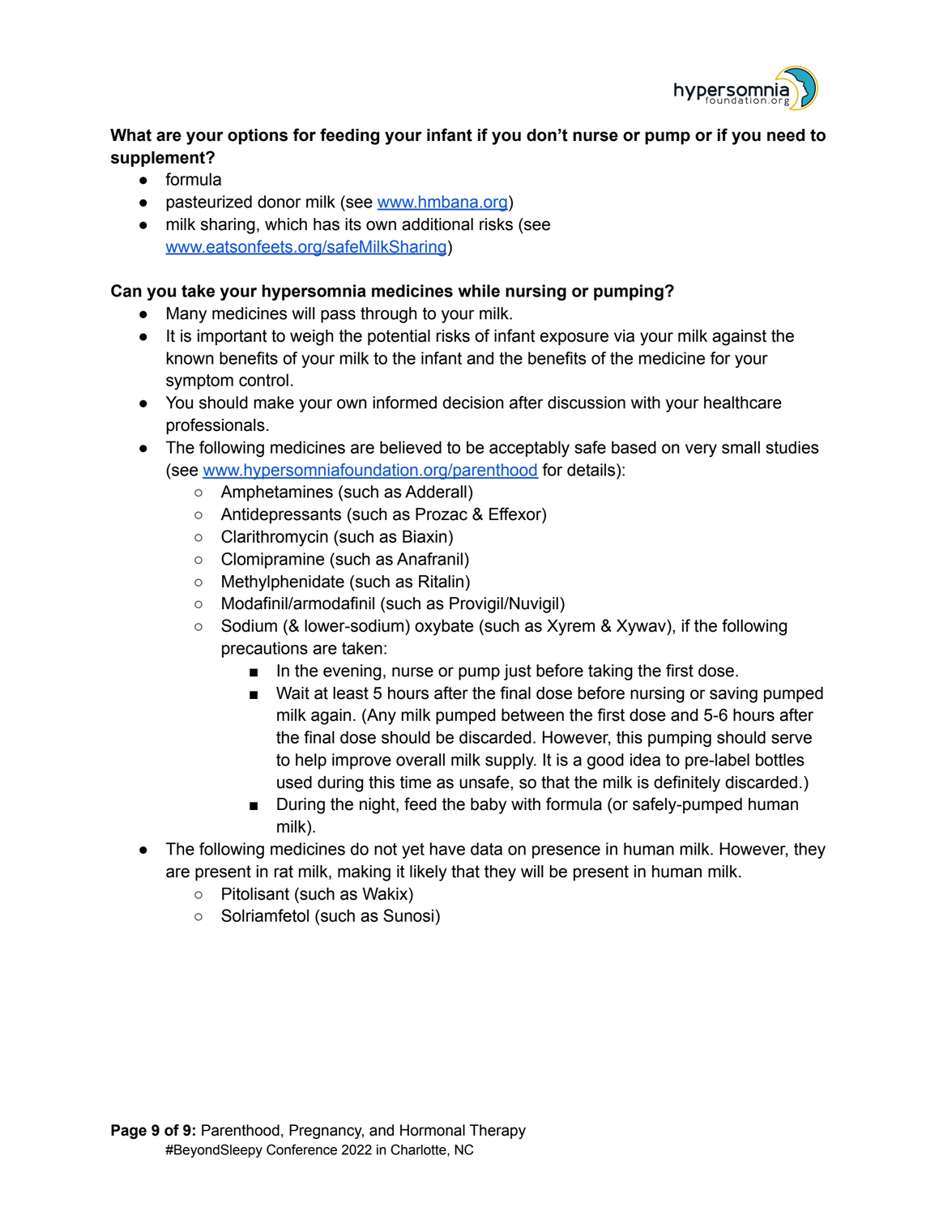**What are your options for feeding your infant if you don't nurse or pump or if you need to supplement?**

- formula
- pasteurized donor milk (see [www.hmbana.org](http://www.hmbana.org))
- milk sharing, which has its own additional risks (see [www.eatsonfeets.org/safeMilkSharing](http://www.eatsonfeets.org/safeMilkSharing))

**Can you take your hypersomnia medicines while nursing or pumping?**

- Many medicines will pass through to your milk.
- It is important to weigh the potential risks of infant exposure via your milk against the known benefits of your milk to the infant and the benefits of the medicine for your symptom control.
- You should make your own informed decision after discussion with your healthcare professionals.
- The following medicines are believed to be acceptably safe based on very small studies (see [www.hypersomniafoundation.org/parenthood](http://www.hypersomniafoundation.org/parenthood) for details):
  - Amphetamines (such as Adderall)
  - Antidepressants (such as Prozac & Effexor)
  - Clarithromycin (such as Biaxin)
  - Clomipramine (such as Anafranil)
  - Methylphenidate (such as Ritalin)
  - Modafinil/armodafinil (such as Provigil/Nuvigil)
  - Sodium (& lower-sodium) oxybate (such as Xyrem & Xywav), if the following precautions are taken:
    - In the evening, nurse or pump just before taking the first dose.
    - Wait at least 5 hours after the final dose before nursing or saving pumped milk again. (Any milk pumped between the first dose and 5-6 hours after the final dose should be discarded. However, this pumping should serve to help improve overall milk supply. It is a good idea to pre-label bottles used during this time as unsafe, so that the milk is definitely discarded.)
    - During the night, feed the baby with formula (or safely-pumped human milk).
- The following medicines do not yet have data on presence in human milk. However, they are present in rat milk, making it likely that they will be present in human milk.
  - Pitolisant (such as Wakix)
  - Solriamfetol (such as Sunosi)